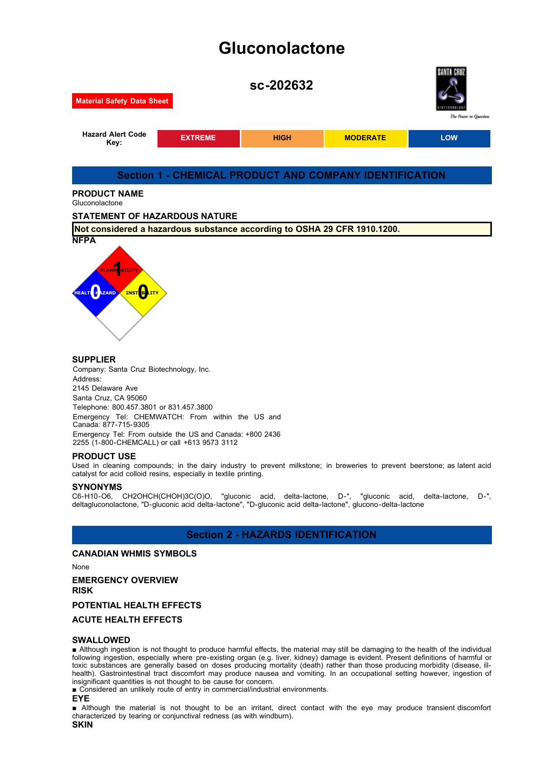# Gluconolactone

## sc-202632

**Material Safety Data Sheet**

| Hazard Alert Code Key: | EXTREME | HIGH | MODERATE | LOW |
|---|---|---|---|---|

## Section 1 - CHEMICAL PRODUCT AND COMPANY IDENTIFICATION

### PRODUCT NAME

Gluconolactone

### STATEMENT OF HAZARDOUS NATURE

**Not considered a hazardous substance according to OSHA 29 CFR 1910.1200.**

### NFPA

FLAMMABILITY 1
HEALTH HAZARD 0
INSTABILITY 0

### SUPPLIER

Company: Santa Cruz Biotechnology, Inc.
Address:
2145 Delaware Ave
Santa Cruz, CA 95060
Telephone: 800.457.3801 or 831.457.3800
Emergency Tel: CHEMWATCH: From within the US and Canada: 877-715-9305
Emergency Tel: From outside the US and Canada: +800 2436 2255 (1-800-CHEMCALL) or call +613 9573 3112

### PRODUCT USE

Used in cleaning compounds; in the dairy industry to prevent milkstone; in breweries to prevent beerstone; as latent acid catalyst for acid colloid resins, especially in textile printing.

### SYNONYMS

C6-H10-O6, CH2OHCH(CHOH)3C(O)O, "gluconic acid, delta-lactone, D-", "gluconic acid, delta-lactone, D-", deltagluconolactone, "D-gluconic acid delta-lactone", "D-gluconic acid delta-lactone", glucono-delta-lactone

## Section 2 - HAZARDS IDENTIFICATION

### CANADIAN WHMIS SYMBOLS

None

### EMERGENCY OVERVIEW

### RISK

### POTENTIAL HEALTH EFFECTS

### ACUTE HEALTH EFFECTS

### SWALLOWED

■ Although ingestion is not thought to produce harmful effects, the material may still be damaging to the health of the individual following ingestion, especially where pre-existing organ (e.g. liver, kidney) damage is evident. Present definitions of harmful or toxic substances are generally based on doses producing mortality (death) rather than those producing morbidity (disease, ill-health). Gastrointestinal tract discomfort may produce nausea and vomiting. In an occupational setting however, ingestion of insignificant quantities is not thought to be cause for concern.
■ Considered an unlikely route of entry in commercial/industrial environments.

### EYE

■ Although the material is not thought to be an irritant, direct contact with the eye may produce transient discomfort characterized by tearing or conjunctival redness (as with windburn).

### SKIN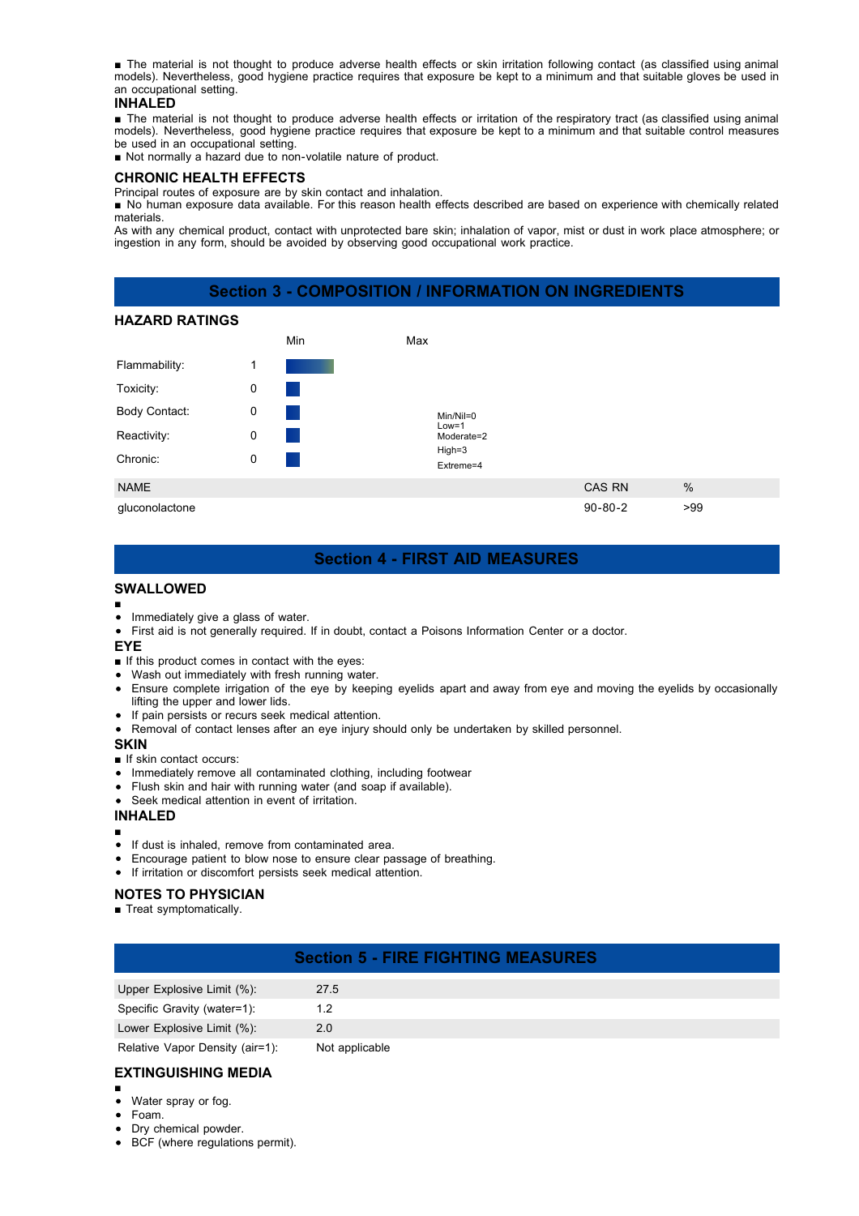■ The material is not thought to produce adverse health effects or skin irritation following contact (as classified using animal models). Nevertheless, good hygiene practice requires that exposure be kept to a minimum and that suitable gloves be used in an occupational setting.

### INHALED

■ The material is not thought to produce adverse health effects or irritation of the respiratory tract (as classified using animal models). Nevertheless, good hygiene practice requires that exposure be kept to a minimum and that suitable control measures be used in an occupational setting.

■ Not normally a hazard due to non-volatile nature of product.

### CHRONIC HEALTH EFFECTS

Principal routes of exposure are by skin contact and inhalation.

■ No human exposure data available. For this reason health effects described are based on experience with chemically related materials.

As with any chemical product, contact with unprotected bare skin; inhalation of vapor, mist or dust in work place atmosphere; or ingestion in any form, should be avoided by observing good occupational work practice.

## Section 3 - COMPOSITION / INFORMATION ON INGREDIENTS

### HAZARD RATINGS

| | | Min | Max |
|---|---|---|---|
| Flammability: | 1 | | |
| Toxicity: | 0 | | |
| Body Contact: | 0 | | Min/Nil=0 Low=1 Moderate=2 |
| Reactivity: | 0 | | High=3 |
| Chronic: | 0 | | Extreme=4 |

| NAME | CAS RN | % |
|---|---|---|
| gluconolactone | 90-80-2 | >99 |

## Section 4 - FIRST AID MEASURES

### SWALLOWED

■
- Immediately give a glass of water.
- First aid is not generally required. If in doubt, contact a Poisons Information Center or a doctor.

### EYE

■ If this product comes in contact with the eyes:
- Wash out immediately with fresh running water.
- Ensure complete irrigation of the eye by keeping eyelids apart and away from eye and moving the eyelids by occasionally lifting the upper and lower lids.
- If pain persists or recurs seek medical attention.
- Removal of contact lenses after an eye injury should only be undertaken by skilled personnel.

### SKIN

■ If skin contact occurs:
- Immediately remove all contaminated clothing, including footwear
- Flush skin and hair with running water (and soap if available).
- Seek medical attention in event of irritation.

### INHALED

■
- If dust is inhaled, remove from contaminated area.
- Encourage patient to blow nose to ensure clear passage of breathing.
- If irritation or discomfort persists seek medical attention.

### NOTES TO PHYSICIAN

■ Treat symptomatically.

## Section 5 - FIRE FIGHTING MEASURES

| | |
|---|---|
| Upper Explosive Limit (%): | 27.5 |
| Specific Gravity (water=1): | 1.2 |
| Lower Explosive Limit (%): | 2.0 |
| Relative Vapor Density (air=1): | Not applicable |

### EXTINGUISHING MEDIA

■
- Water spray or fog.
- Foam.
- Dry chemical powder.
- BCF (where regulations permit).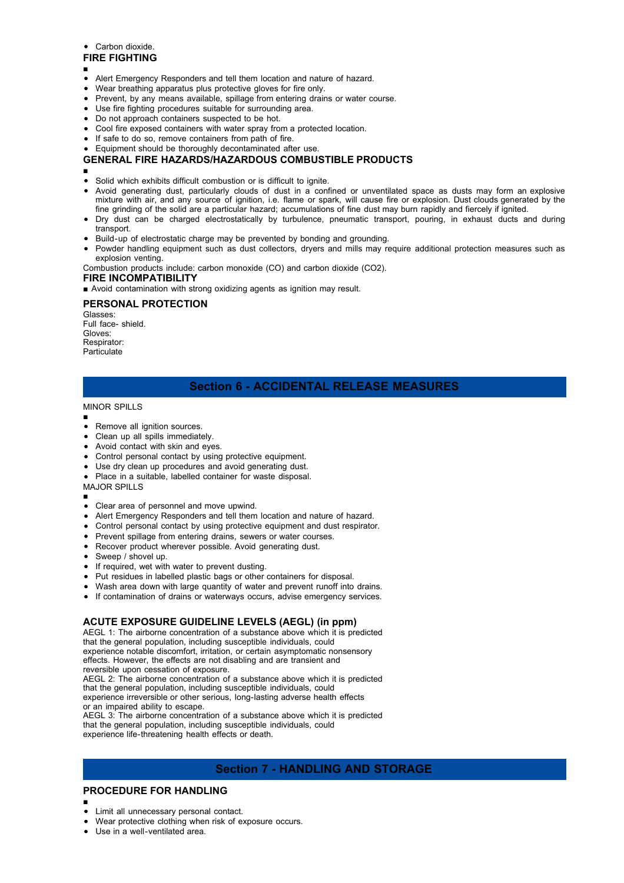- Carbon dioxide.

### FIRE FIGHTING

■

- Alert Emergency Responders and tell them location and nature of hazard.
- Wear breathing apparatus plus protective gloves for fire only.
- Prevent, by any means available, spillage from entering drains or water course.
- Use fire fighting procedures suitable for surrounding area.
- Do not approach containers suspected to be hot.
- Cool fire exposed containers with water spray from a protected location.
- If safe to do so, remove containers from path of fire.
- Equipment should be thoroughly decontaminated after use.

### GENERAL FIRE HAZARDS/HAZARDOUS COMBUSTIBLE PRODUCTS

■

- Solid which exhibits difficult combustion or is difficult to ignite.
- Avoid generating dust, particularly clouds of dust in a confined or unventilated space as dusts may form an explosive mixture with air, and any source of ignition, i.e. flame or spark, will cause fire or explosion. Dust clouds generated by the fine grinding of the solid are a particular hazard; accumulations of fine dust may burn rapidly and fiercely if ignited.
- Dry dust can be charged electrostatically by turbulence, pneumatic transport, pouring, in exhaust ducts and during transport.
- Build-up of electrostatic charge may be prevented by bonding and grounding.
- Powder handling equipment such as dust collectors, dryers and mills may require additional protection measures such as explosion venting.

Combustion products include: carbon monoxide (CO) and carbon dioxide ($CO_2$).

### FIRE INCOMPATIBILITY

■ Avoid contamination with strong oxidizing agents as ignition may result.

### PERSONAL PROTECTION

Glasses:
Full face- shield.
Gloves:
Respirator:
Particulate

## Section 6 - ACCIDENTAL RELEASE MEASURES

MINOR SPILLS

■

- Remove all ignition sources.
- Clean up all spills immediately.
- Avoid contact with skin and eyes.
- Control personal contact by using protective equipment.
- Use dry clean up procedures and avoid generating dust.
- Place in a suitable, labelled container for waste disposal.

MAJOR SPILLS

■

- Clear area of personnel and move upwind.
- Alert Emergency Responders and tell them location and nature of hazard.
- Control personal contact by using protective equipment and dust respirator.
- Prevent spillage from entering drains, sewers or water courses.
- Recover product wherever possible. Avoid generating dust.
- Sweep / shovel up.
- If required, wet with water to prevent dusting.
- Put residues in labelled plastic bags or other containers for disposal.
- Wash area down with large quantity of water and prevent runoff into drains.
- If contamination of drains or waterways occurs, advise emergency services.

### ACUTE EXPOSURE GUIDELINE LEVELS (AEGL) (in ppm)

AEGL 1: The airborne concentration of a substance above which it is predicted that the general population, including susceptible individuals, could experience notable discomfort, irritation, or certain asymptomatic nonsensory effects. However, the effects are not disabling and are transient and reversible upon cessation of exposure.
AEGL 2: The airborne concentration of a substance above which it is predicted that the general population, including susceptible individuals, could experience irreversible or other serious, long-lasting adverse health effects or an impaired ability to escape.
AEGL 3: The airborne concentration of a substance above which it is predicted that the general population, including susceptible individuals, could experience life-threatening health effects or death.

## Section 7 - HANDLING AND STORAGE

### PROCEDURE FOR HANDLING

■

- Limit all unnecessary personal contact.
- Wear protective clothing when risk of exposure occurs.
- Use in a well-ventilated area.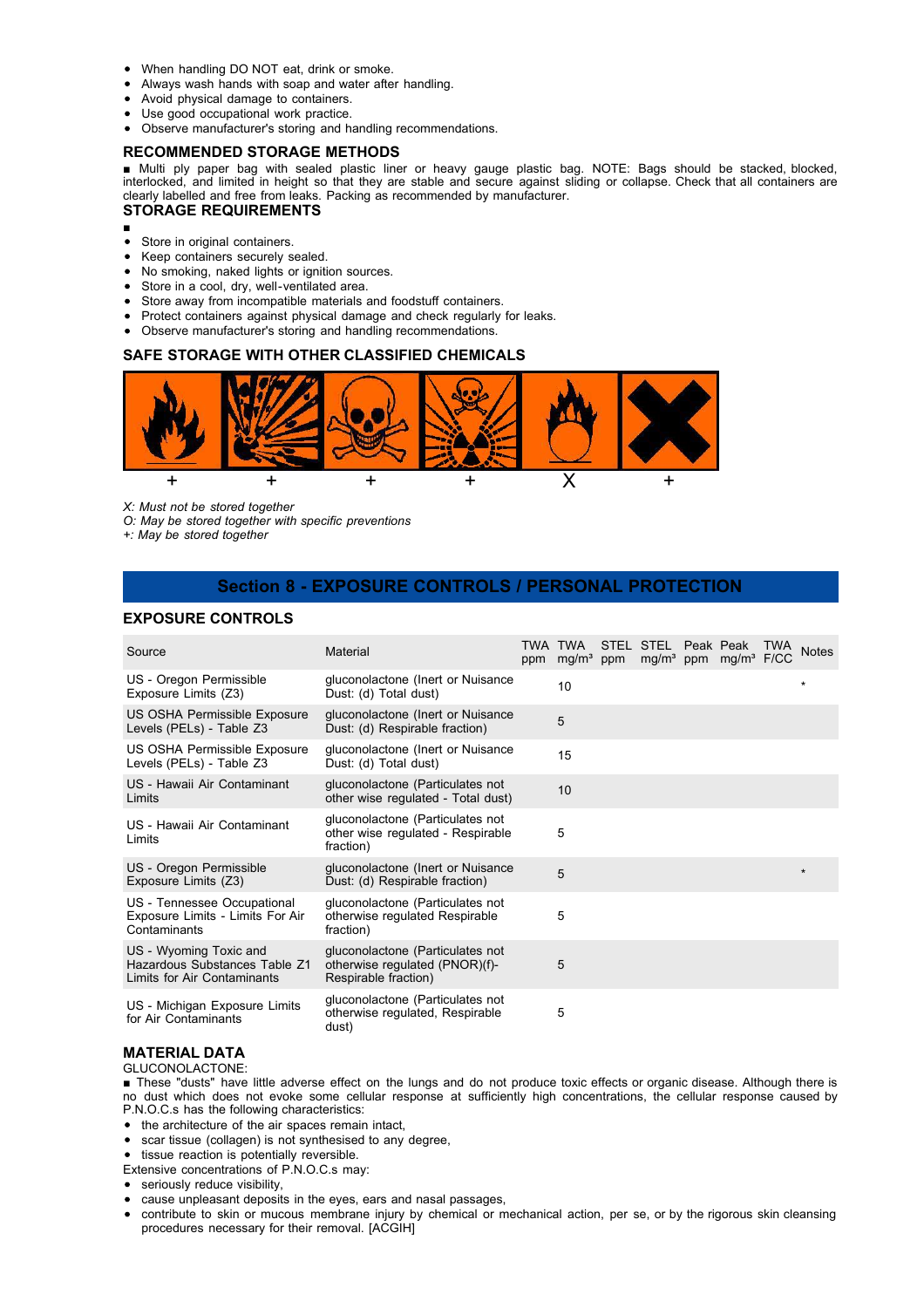- When handling DO NOT eat, drink or smoke.
- Always wash hands with soap and water after handling.
- Avoid physical damage to containers.
- Use good occupational work practice.
- Observe manufacturer's storing and handling recommendations.

### RECOMMENDED STORAGE METHODS

■ Multi ply paper bag with sealed plastic liner or heavy gauge plastic bag. NOTE: Bags should be stacked, blocked, interlocked, and limited in height so that they are stable and secure against sliding or collapse. Check that all containers are clearly labelled and free from leaks. Packing as recommended by manufacturer.

### STORAGE REQUIREMENTS

■

- Store in original containers.
- Keep containers securely sealed.
- No smoking, naked lights or ignition sources.
- Store in a cool, dry, well-ventilated area.
- Store away from incompatible materials and foodstuff containers.
- Protect containers against physical damage and check regularly for leaks.
- Observe manufacturer's storing and handling recommendations.

### SAFE STORAGE WITH OTHER CLASSIFIED CHEMICALS

| Flammable | Explosive | Toxic | Radioactive | Oxidising | Harmful |
|---|---|---|---|---|---|
| + | + | + | + | X | + |

*X: Must not be stored together*
*O: May be stored together with specific preventions*
*+: May be stored together*

## Section 8 - EXPOSURE CONTROLS / PERSONAL PROTECTION

### EXPOSURE CONTROLS

| Source | Material | TWA ppm | TWA mg/m³ | STEL ppm | STEL mg/m³ | Peak ppm | Peak mg/m³ | TWA F/CC | Notes |
|---|---|---|---|---|---|---|---|---|---|
| US - Oregon Permissible Exposure Limits (Z3) | gluconolactone (Inert or Nuisance Dust: (d) Total dust) | | 10 | | | | | | * |
| US OSHA Permissible Exposure Levels (PELs) - Table Z3 | gluconolactone (Inert or Nuisance Dust: (d) Respirable fraction) | | 5 | | | | | | |
| US OSHA Permissible Exposure Levels (PELs) - Table Z3 | gluconolactone (Inert or Nuisance Dust: (d) Total dust) | | 15 | | | | | | |
| US - Hawaii Air Contaminant Limits | gluconolactone (Particulates not other wise regulated - Total dust) | | 10 | | | | | | |
| US - Hawaii Air Contaminant Limits | gluconolactone (Particulates not other wise regulated - Respirable fraction) | | 5 | | | | | | |
| US - Oregon Permissible Exposure Limits (Z3) | gluconolactone (Inert or Nuisance Dust: (d) Respirable fraction) | | 5 | | | | | | * |
| US - Tennessee Occupational Exposure Limits - Limits For Air Contaminants | gluconolactone (Particulates not otherwise regulated Respirable fraction) | | 5 | | | | | | |
| US - Wyoming Toxic and Hazardous Substances Table Z1 Limits for Air Contaminants | gluconolactone (Particulates not otherwise regulated (PNOR)(f)- Respirable fraction) | | 5 | | | | | | |
| US - Michigan Exposure Limits for Air Contaminants | gluconolactone (Particulates not otherwise regulated, Respirable dust) | | 5 | | | | | | |

### MATERIAL DATA

GLUCONOLACTONE:

■ These "dusts" have little adverse effect on the lungs and do not produce toxic effects or organic disease. Although there is no dust which does not evoke some cellular response at sufficiently high concentrations, the cellular response caused by P.N.O.C.s has the following characteristics:

- the architecture of the air spaces remain intact,
- scar tissue (collagen) is not synthesised to any degree,
- tissue reaction is potentially reversible.

Extensive concentrations of P.N.O.C.s may:

- seriously reduce visibility,
- cause unpleasant deposits in the eyes, ears and nasal passages,
- contribute to skin or mucous membrane injury by chemical or mechanical action, per se, or by the rigorous skin cleansing procedures necessary for their removal. [ACGIH]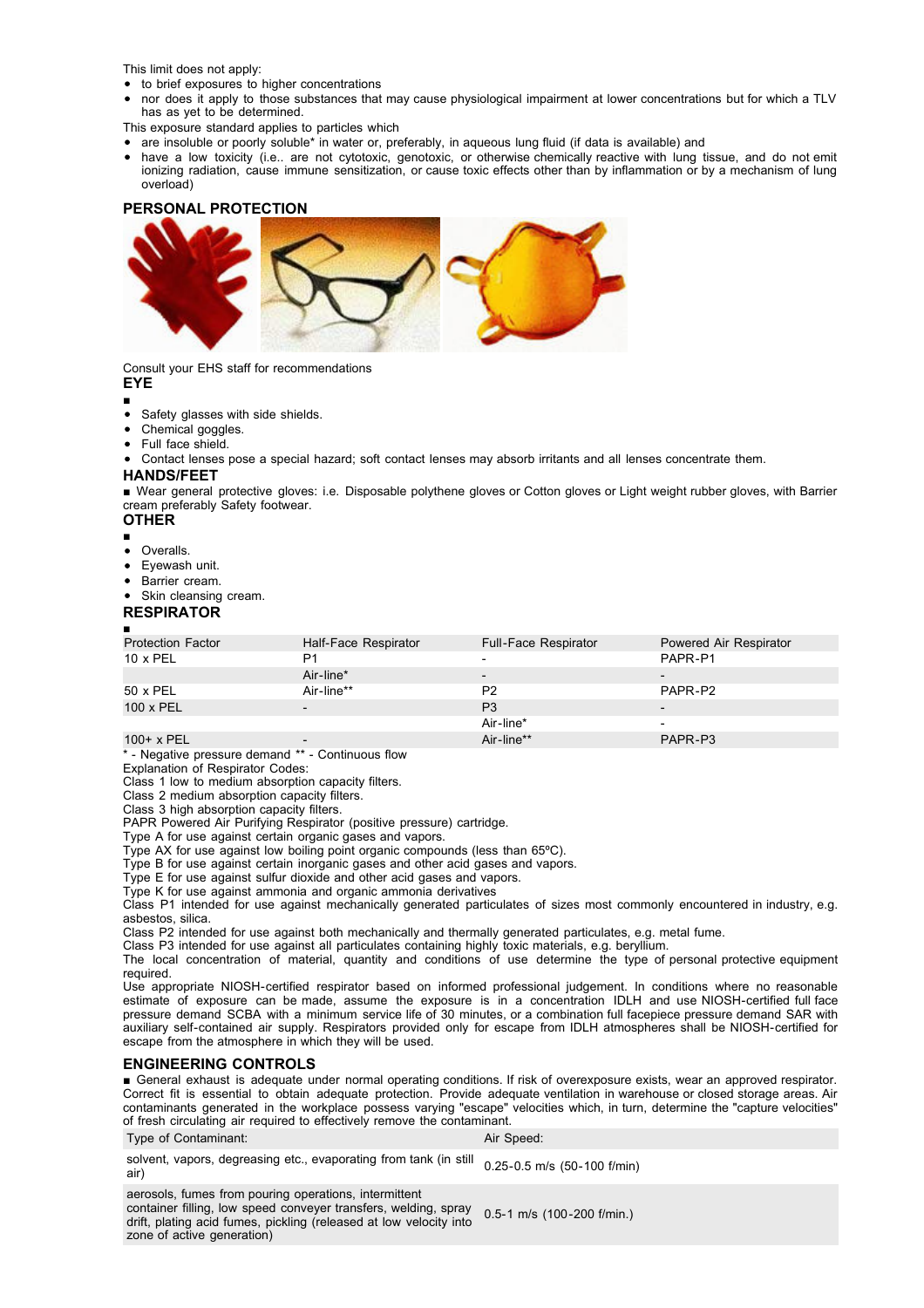This limit does not apply:

- to brief exposures to higher concentrations
- nor does it apply to those substances that may cause physiological impairment at lower concentrations but for which a TLV has as yet to be determined.

This exposure standard applies to particles which

- are insoluble or poorly soluble* in water or, preferably, in aqueous lung fluid (if data is available) and
- have a low toxicity (i.e.. are not cytotoxic, genotoxic, or otherwise chemically reactive with lung tissue, and do not emit ionizing radiation, cause immune sensitization, or cause toxic effects other than by inflammation or by a mechanism of lung overload)

## PERSONAL PROTECTION

Consult your EHS staff for recommendations

### EYE

■

- Safety glasses with side shields.
- Chemical goggles.
- Full face shield.
- Contact lenses pose a special hazard; soft contact lenses may absorb irritants and all lenses concentrate them.

### HANDS/FEET

■ Wear general protective gloves: i.e. Disposable polythene gloves or Cotton gloves or Light weight rubber gloves, with Barrier cream preferably Safety footwear.

### OTHER

■

- Overalls.
- Eyewash unit.
- Barrier cream.
- Skin cleansing cream.

### RESPIRATOR

■

| Protection Factor | Half-Face Respirator | Full-Face Respirator | Powered Air Respirator |
|---|---|---|---|
| 10 x PEL | P1 | - | PAPR-P1 |
| | Air-line* | - | - |
| 50 x PEL | Air-line** | P2 | PAPR-P2 |
| 100 x PEL | - | P3 | - |
| | | Air-line* | - |
| 100+ x PEL | - | Air-line** | PAPR-P3 |

* - Negative pressure demand ** - Continuous flow

Explanation of Respirator Codes:
Class 1 low to medium absorption capacity filters.
Class 2 medium absorption capacity filters.
Class 3 high absorption capacity filters.
PAPR Powered Air Purifying Respirator (positive pressure) cartridge.
Type A for use against certain organic gases and vapors.
Type AX for use against low boiling point organic compounds (less than 65ºC).
Type B for use against certain inorganic gases and other acid gases and vapors.
Type E for use against sulfur dioxide and other acid gases and vapors.
Type K for use against ammonia and organic ammonia derivatives
Class P1 intended for use against mechanically generated particulates of sizes most commonly encountered in industry, e.g. asbestos, silica.
Class P2 intended for use against both mechanically and thermally generated particulates, e.g. metal fume.
Class P3 intended for use against all particulates containing highly toxic materials, e.g. beryllium.
The local concentration of material, quantity and conditions of use determine the type of personal protective equipment required.
Use appropriate NIOSH-certified respirator based on informed professional judgement. In conditions where no reasonable estimate of exposure can be made, assume the exposure is in a concentration IDLH and use NIOSH-certified full face pressure demand SCBA with a minimum service life of 30 minutes, or a combination full facepiece pressure demand SAR with auxiliary self-contained air supply. Respirators provided only for escape from IDLH atmospheres shall be NIOSH-certified for escape from the atmosphere in which they will be used.

## ENGINEERING CONTROLS

■ General exhaust is adequate under normal operating conditions. If risk of overexposure exists, wear an approved respirator. Correct fit is essential to obtain adequate protection. Provide adequate ventilation in warehouse or closed storage areas. Air contaminants generated in the workplace possess varying "escape" velocities which, in turn, determine the "capture velocities" of fresh circulating air required to effectively remove the contaminant.

| Type of Contaminant: | Air Speed: |
|---|---|
| solvent, vapors, degreasing etc., evaporating from tank (in still air) | 0.25-0.5 m/s (50-100 f/min) |
| aerosols, fumes from pouring operations, intermittent container filling, low speed conveyer transfers, welding, spray drift, plating acid fumes, pickling (released at low velocity into zone of active generation) | 0.5-1 m/s (100-200 f/min.) |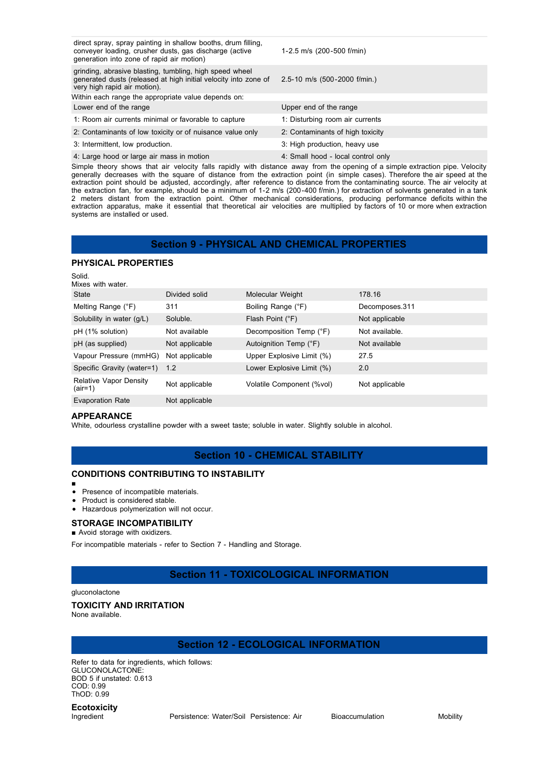| | |
|---|---|
| direct spray, spray painting in shallow booths, drum filling, conveyer loading, crusher dusts, gas discharge (active generation into zone of rapid air motion) | 1-2.5 m/s (200-500 f/min) |
| grinding, abrasive blasting, tumbling, high speed wheel generated dusts (released at high initial velocity into zone of very high rapid air motion). | 2.5-10 m/s (500-2000 f/min.) |

Within each range the appropriate value depends on:

| Lower end of the range | Upper end of the range |
|---|---|
| 1: Room air currents minimal or favorable to capture | 1: Disturbing room air currents |
| 2: Contaminants of low toxicity or of nuisance value only | 2: Contaminants of high toxicity |
| 3: Intermittent, low production. | 3: High production, heavy use |
| 4: Large hood or large air mass in motion | 4: Small hood - local control only |

Simple theory shows that air velocity falls rapidly with distance away from the opening of a simple extraction pipe. Velocity generally decreases with the square of distance from the extraction point (in simple cases). Therefore the air speed at the extraction point should be adjusted, accordingly, after reference to distance from the contaminating source. The air velocity at the extraction fan, for example, should be a minimum of 1-2 m/s (200-400 f/min.) for extraction of solvents generated in a tank 2 meters distant from the extraction point. Other mechanical considerations, producing performance deficits within the extraction apparatus, make it essential that theoretical air velocities are multiplied by factors of 10 or more when extraction systems are installed or used.

## Section 9 - PHYSICAL AND CHEMICAL PROPERTIES

### PHYSICAL PROPERTIES

Solid.
Mixes with water.

| | | | |
|---|---|---|---|
| State | Divided solid | Molecular Weight | 178.16 |
| Melting Range (°F) | 311 | Boiling Range (°F) | Decomposes.311 |
| Solubility in water (g/L) | Soluble. | Flash Point (°F) | Not applicable |
| pH (1% solution) | Not available | Decomposition Temp (°F) | Not available. |
| pH (as supplied) | Not applicable | Autoignition Temp (°F) | Not available |
| Vapour Pressure (mmHG) | Not applicable | Upper Explosive Limit (%) | 27.5 |
| Specific Gravity (water=1) | 1.2 | Lower Explosive Limit (%) | 2.0 |
| Relative Vapor Density (air=1) | Not applicable | Volatile Component (%vol) | Not applicable |
| Evaporation Rate | Not applicable | | |

### APPEARANCE

White, odourless crystalline powder with a sweet taste; soluble in water. Slightly soluble in alcohol.

## Section 10 - CHEMICAL STABILITY

### CONDITIONS CONTRIBUTING TO INSTABILITY

■
- Presence of incompatible materials.
- Product is considered stable.
- Hazardous polymerization will not occur.

### STORAGE INCOMPATIBILITY

■ Avoid storage with oxidizers.

For incompatible materials - refer to Section 7 - Handling and Storage.

## Section 11 - TOXICOLOGICAL INFORMATION

gluconolactone

### TOXICITY AND IRRITATION

None available.

## Section 12 - ECOLOGICAL INFORMATION

Refer to data for ingredients, which follows:
GLUCONOLACTONE:
BOD 5 if unstated: 0.613
COD: 0.99
ThOD: 0.99

### Ecotoxicity

| Ingredient | Persistence: Water/Soil | Persistence: Air | Bioaccumulation | Mobility |
|---|---|---|---|---|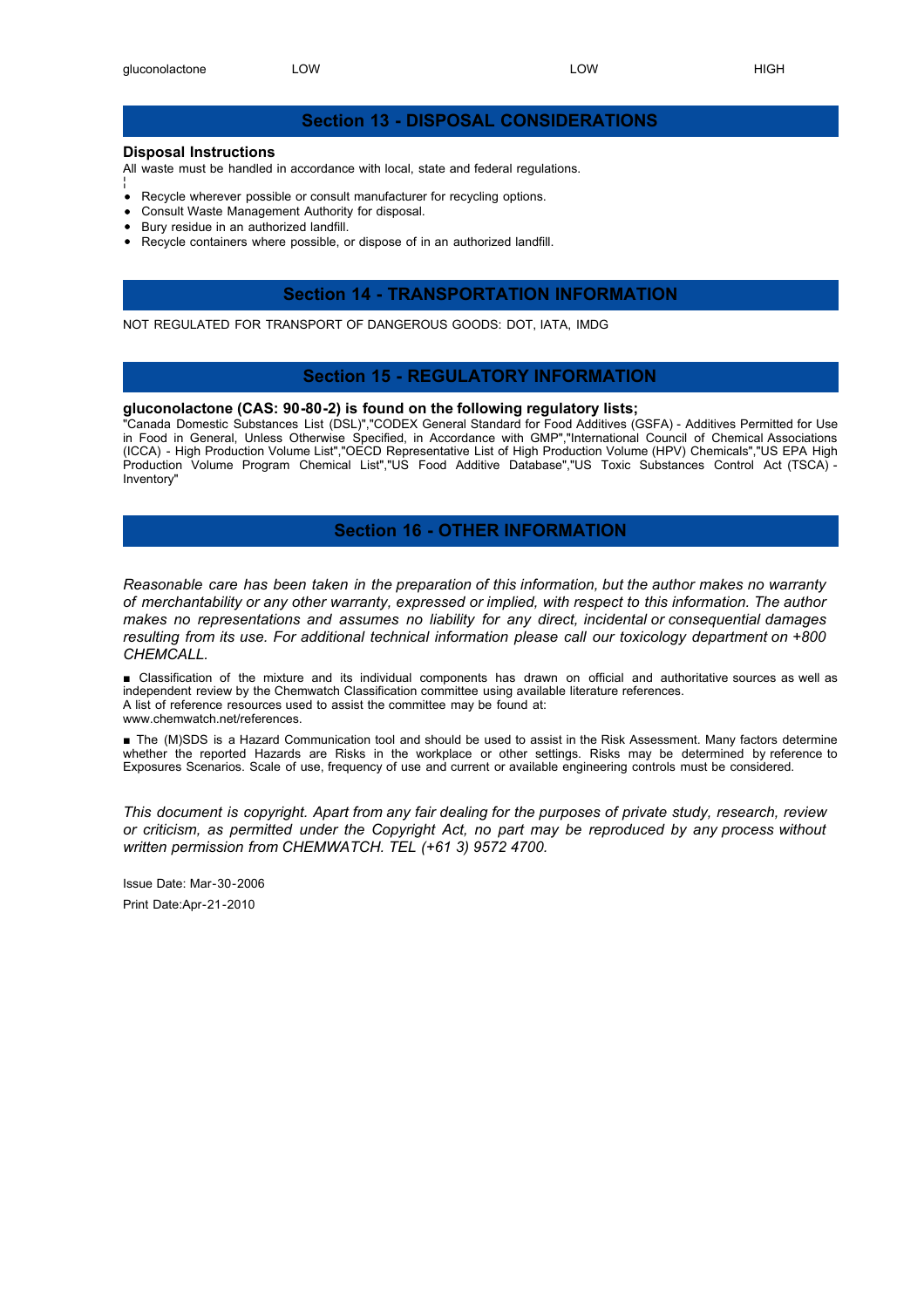| | | | |
|---|---|---|---|
| gluconolactone | LOW | LOW | HIGH |

## Section 13 - DISPOSAL CONSIDERATIONS

### Disposal Instructions

All waste must be handled in accordance with local, state and federal regulations.

¦

- Recycle wherever possible or consult manufacturer for recycling options.
- Consult Waste Management Authority for disposal.
- Bury residue in an authorized landfill.
- Recycle containers where possible, or dispose of in an authorized landfill.

## Section 14 - TRANSPORTATION INFORMATION

NOT REGULATED FOR TRANSPORT OF DANGEROUS GOODS: DOT, IATA, IMDG

## Section 15 - REGULATORY INFORMATION

### gluconolactone (CAS: 90-80-2) is found on the following regulatory lists;

"Canada Domestic Substances List (DSL)","CODEX General Standard for Food Additives (GSFA) - Additives Permitted for Use in Food in General, Unless Otherwise Specified, in Accordance with GMP","International Council of Chemical Associations (ICCA) - High Production Volume List","OECD Representative List of High Production Volume (HPV) Chemicals","US EPA High Production Volume Program Chemical List","US Food Additive Database","US Toxic Substances Control Act (TSCA) - Inventory"

## Section 16 - OTHER INFORMATION

*Reasonable care has been taken in the preparation of this information, but the author makes no warranty of merchantability or any other warranty, expressed or implied, with respect to this information. The author makes no representations and assumes no liability for any direct, incidental or consequential damages resulting from its use. For additional technical information please call our toxicology department on +800 CHEMCALL.*

■ Classification of the mixture and its individual components has drawn on official and authoritative sources as well as independent review by the Chemwatch Classification committee using available literature references.
A list of reference resources used to assist the committee may be found at:
www.chemwatch.net/references.

■ The (M)SDS is a Hazard Communication tool and should be used to assist in the Risk Assessment. Many factors determine whether the reported Hazards are Risks in the workplace or other settings. Risks may be determined by reference to Exposures Scenarios. Scale of use, frequency of use and current or available engineering controls must be considered.

*This document is copyright. Apart from any fair dealing for the purposes of private study, research, review or criticism, as permitted under the Copyright Act, no part may be reproduced by any process without written permission from CHEMWATCH. TEL (+61 3) 9572 4700.*

Issue Date: Mar-30-2006

Print Date:Apr-21-2010